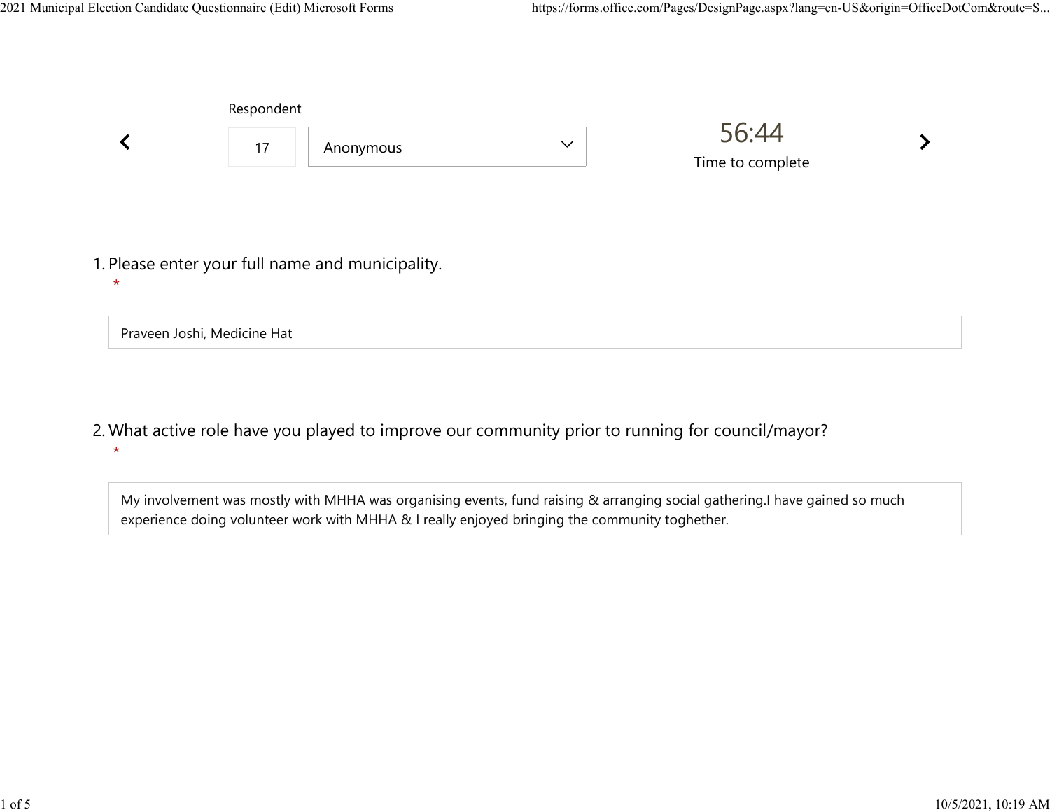Respondent

17 | Anonymous

56:44

Time to complete

1. Please enter your full name and municipality. *

Praveen Joshi, Medicine Hat

2. What active role have you played to improve our community prior to running for council/mayor? *

My involvement was mostly with MHHA was organising events, fund raising & arranging social gathering.I have gained so much experience doing volunteer work with MHHA & I really enjoyed bringing the community toghether.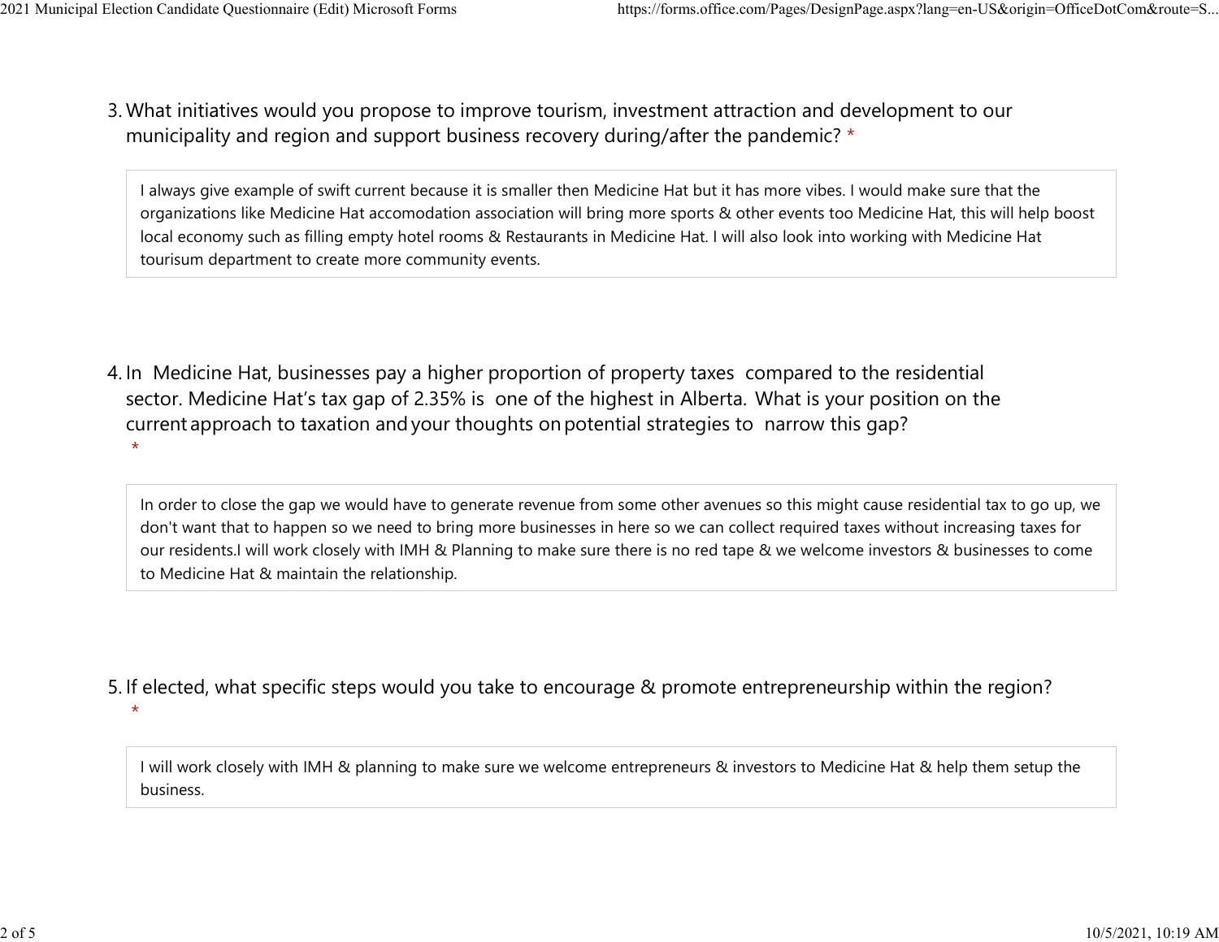3. What initiatives would you propose to improve tourism, investment attraction and development to our municipality and region and support business recovery during/after the pandemic? *

I always give example of swift current because it is smaller then Medicine Hat but it has more vibes. I would make sure that the organizations like Medicine Hat accomodation association will bring more sports & other events too Medicine Hat, this will help boost local economy such as filling empty hotel rooms & Restaurants in Medicine Hat. I will also look into working with Medicine Hat tourisum department to create more community events.

4. In Medicine Hat, businesses pay a higher proportion of property taxes compared to the residential sector. Medicine Hat's tax gap of 2.35% is one of the highest in Alberta. What is your position on the current approach to taxation and your thoughts on potential strategies to narrow this gap? *

In order to close the gap we would have to generate revenue from some other avenues so this might cause residential tax to go up, we don't want that to happen so we need to bring more businesses in here so we can collect required taxes without increasing taxes for our residents.I will work closely with IMH & Planning to make sure there is no red tape & we welcome investors & businesses to come to Medicine Hat & maintain the relationship.

5. If elected, what specific steps would you take to encourage & promote entrepreneurship within the region? *

I will work closely with IMH & planning to make sure we welcome entrepreneurs & investors to Medicine Hat & help them setup the business.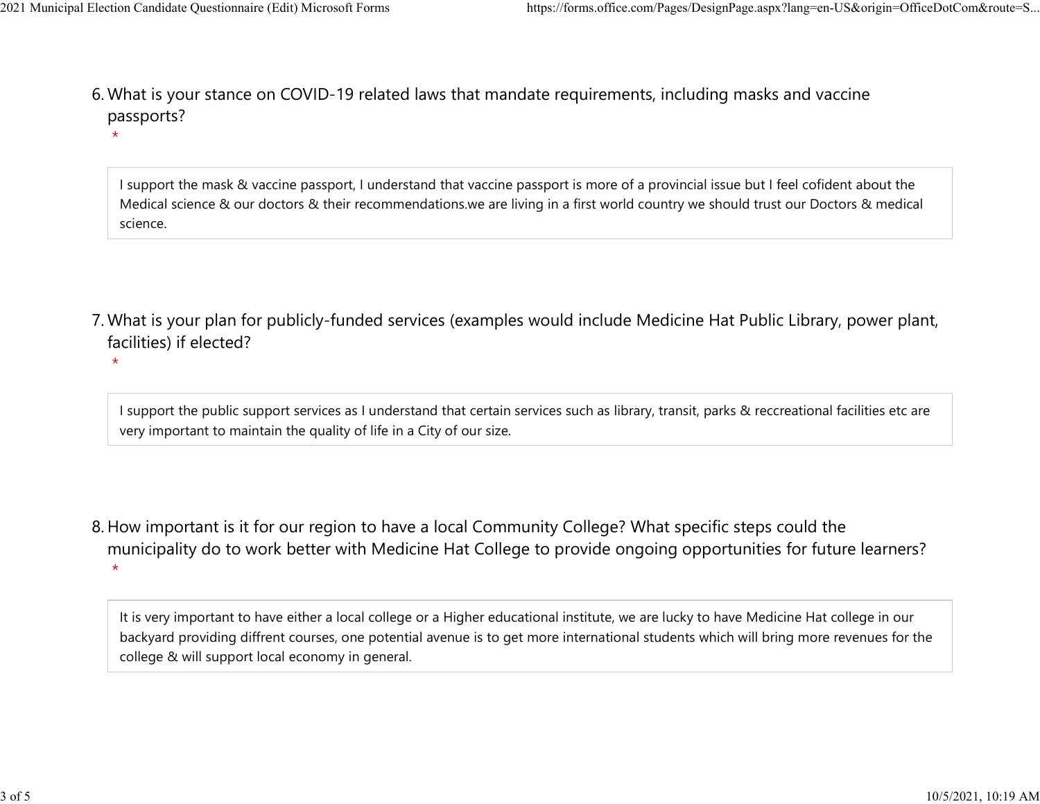6. What is your stance on COVID-19 related laws that mandate requirements, including masks and vaccine passports?
   *

   I support the mask & vaccine passport, I understand that vaccine passport is more of a provincial issue but I feel cofident about the Medical science & our doctors & their recommendations.we are living in a first world country we should trust our Doctors & medical science.

7. What is your plan for publicly-funded services (examples would include Medicine Hat Public Library, power plant, facilities) if elected?
   *

   I support the public support services as I understand that certain services such as library, transit, parks & reccreational facilities etc are very important to maintain the quality of life in a City of our size.

8. How important is it for our region to have a local Community College? What specific steps could the municipality do to work better with Medicine Hat College to provide ongoing opportunities for future learners?
   *

   It is very important to have either a local college or a Higher educational institute, we are lucky to have Medicine Hat college in our backyard providing diffrent courses, one potential avenue is to get more international students which will bring more revenues for the college & will support local economy in general.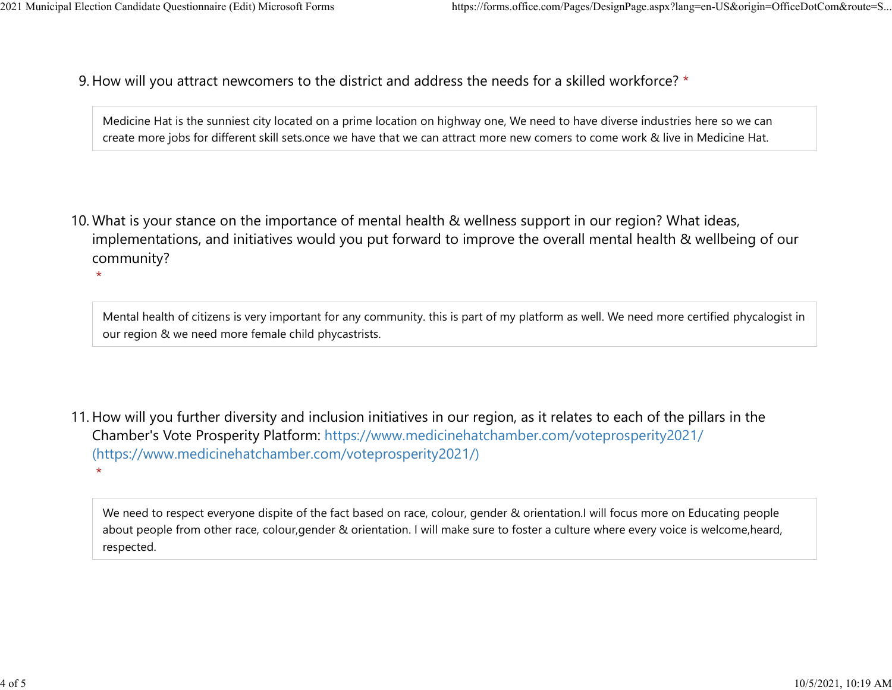9. How will you attract newcomers to the district and address the needs for a skilled workforce? *

Medicine Hat is the sunniest city located on a prime location on highway one, We need to have diverse industries here so we can create more jobs for different skill sets.once we have that we can attract more new comers to come work & live in Medicine Hat.

10. What is your stance on the importance of mental health & wellness support in our region? What ideas, implementations, and initiatives would you put forward to improve the overall mental health & wellbeing of our community?
*

Mental health of citizens is very important for any community. this is part of my platform as well. We need more certified phycalogist in our region & we need more female child phycastrists.

11. How will you further diversity and inclusion initiatives in our region, as it relates to each of the pillars in the Chamber's Vote Prosperity Platform: https://www.medicinehatchamber.com/voteprosperity2021/ (https://www.medicinehatchamber.com/voteprosperity2021/)
*

We need to respect everyone dispite of the fact based on race, colour, gender & orientation.I will focus more on Educating people about people from other race, colour,gender & orientation. I will make sure to foster a culture where every voice is welcome,heard, respected.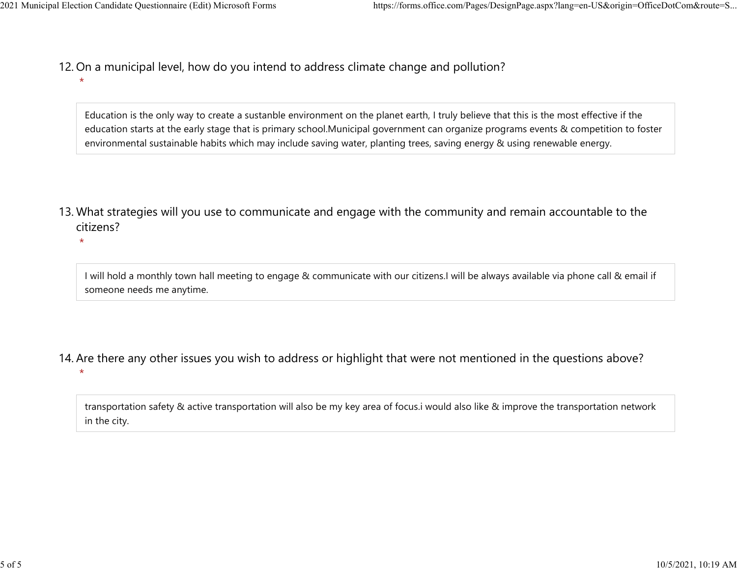12. On a municipal level, how do you intend to address climate change and pollution?
*

Education is the only way to create a sustanble environment on the planet earth, I truly believe that this is the most effective if the education starts at the early stage that is primary school.Municipal government can organize programs events & competition to foster environmental sustainable habits which may include saving water, planting trees, saving energy & using renewable energy.

13. What strategies will you use to communicate and engage with the community and remain accountable to the citizens?
*

I will hold a monthly town hall meeting to engage & communicate with our citizens.I will be always available via phone call & email if someone needs me anytime.

14. Are there any other issues you wish to address or highlight that were not mentioned in the questions above?
*

transportation safety & active transportation will also be my key area of focus.i would also like & improve the transportation network in the city.